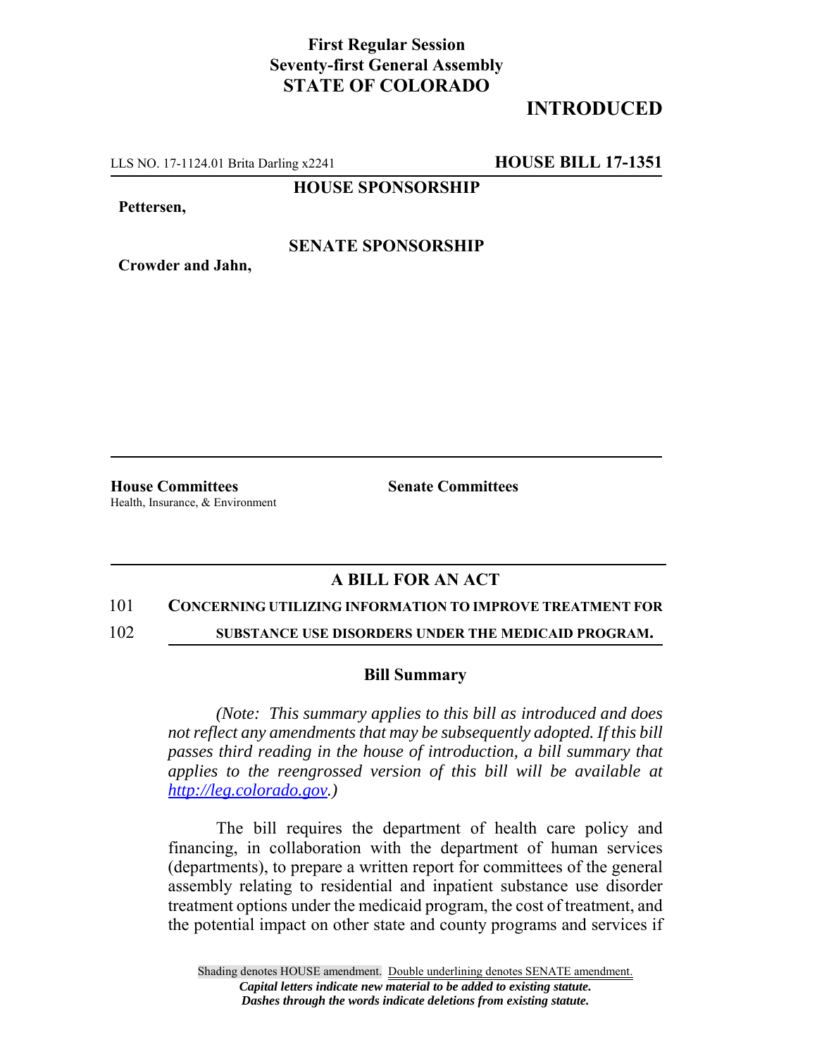**First Regular Session**
**Seventy-first General Assembly**
**STATE OF COLORADO**

**INTRODUCED**

LLS NO. 17-1124.01 Brita Darling x2241 **HOUSE BILL 17-1351**

**HOUSE SPONSORSHIP**

**Pettersen,**

**SENATE SPONSORSHIP**

**Crowder and Jahn,**

**House Committees**
Health, Insurance, & Environment

**Senate Committees**

## A BILL FOR AN ACT

101 **CONCERNING UTILIZING INFORMATION TO IMPROVE TREATMENT FOR**
102 **SUBSTANCE USE DISORDERS UNDER THE MEDICAID PROGRAM.**

### Bill Summary

*(Note: This summary applies to this bill as introduced and does not reflect any amendments that may be subsequently adopted. If this bill passes third reading in the house of introduction, a bill summary that applies to the reengrossed version of this bill will be available at http://leg.colorado.gov.)*

The bill requires the department of health care policy and financing, in collaboration with the department of human services (departments), to prepare a written report for committees of the general assembly relating to residential and inpatient substance use disorder treatment options under the medicaid program, the cost of treatment, and the potential impact on other state and county programs and services if

Shading denotes HOUSE amendment. Double underlining denotes SENATE amendment.
*Capital letters indicate new material to be added to existing statute.*
*Dashes through the words indicate deletions from existing statute.*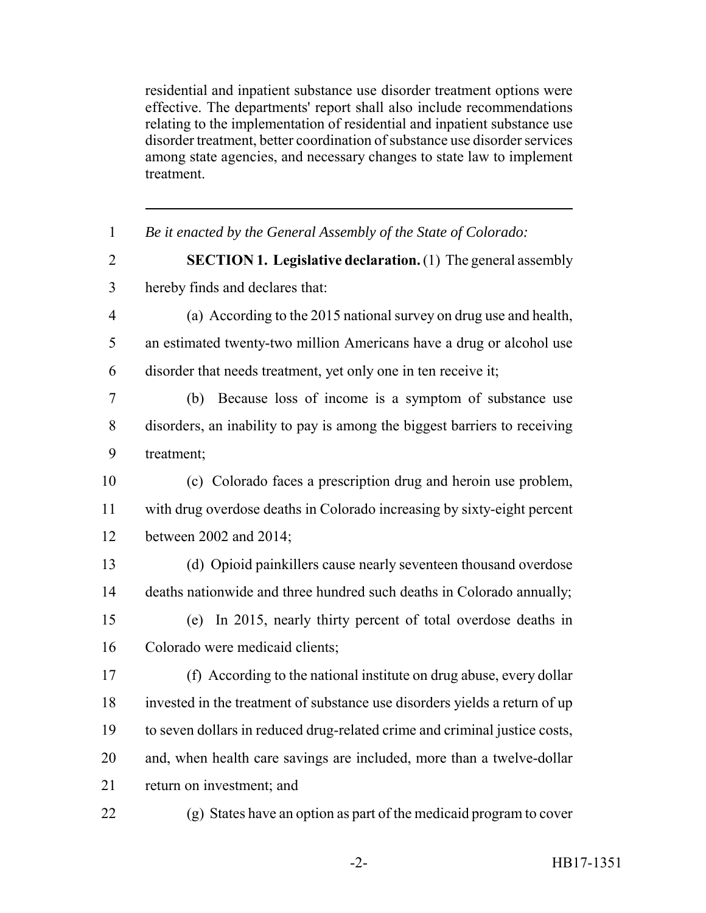residential and inpatient substance use disorder treatment options were effective. The departments' report shall also include recommendations relating to the implementation of residential and inpatient substance use disorder treatment, better coordination of substance use disorder services among state agencies, and necessary changes to state law to implement treatment.

---

*Be it enacted by the General Assembly of the State of Colorado:*

**SECTION 1. Legislative declaration.** (1) The general assembly hereby finds and declares that:

(a) According to the 2015 national survey on drug use and health, an estimated twenty-two million Americans have a drug or alcohol use disorder that needs treatment, yet only one in ten receive it;

(b) Because loss of income is a symptom of substance use disorders, an inability to pay is among the biggest barriers to receiving treatment;

(c) Colorado faces a prescription drug and heroin use problem, with drug overdose deaths in Colorado increasing by sixty-eight percent between 2002 and 2014;

(d) Opioid painkillers cause nearly seventeen thousand overdose deaths nationwide and three hundred such deaths in Colorado annually;

(e) In 2015, nearly thirty percent of total overdose deaths in Colorado were medicaid clients;

(f) According to the national institute on drug abuse, every dollar invested in the treatment of substance use disorders yields a return of up to seven dollars in reduced drug-related crime and criminal justice costs, and, when health care savings are included, more than a twelve-dollar return on investment; and

(g) States have an option as part of the medicaid program to cover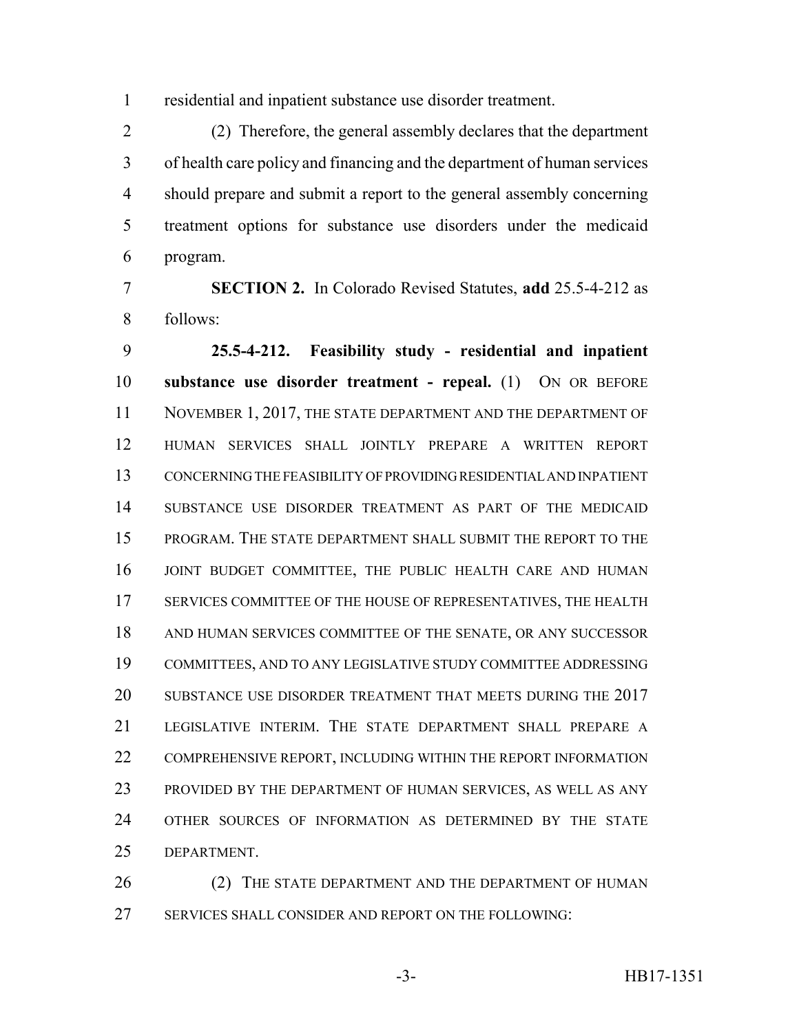residential and inpatient substance use disorder treatment.

(2) Therefore, the general assembly declares that the department of health care policy and financing and the department of human services should prepare and submit a report to the general assembly concerning treatment options for substance use disorders under the medicaid program.

**SECTION 2.** In Colorado Revised Statutes, **add** 25.5-4-212 as follows:

**25.5-4-212. Feasibility study - residential and inpatient substance use disorder treatment - repeal.** (1) ON OR BEFORE NOVEMBER 1, 2017, THE STATE DEPARTMENT AND THE DEPARTMENT OF HUMAN SERVICES SHALL JOINTLY PREPARE A WRITTEN REPORT CONCERNING THE FEASIBILITY OF PROVIDING RESIDENTIAL AND INPATIENT SUBSTANCE USE DISORDER TREATMENT AS PART OF THE MEDICAID PROGRAM. THE STATE DEPARTMENT SHALL SUBMIT THE REPORT TO THE JOINT BUDGET COMMITTEE, THE PUBLIC HEALTH CARE AND HUMAN SERVICES COMMITTEE OF THE HOUSE OF REPRESENTATIVES, THE HEALTH AND HUMAN SERVICES COMMITTEE OF THE SENATE, OR ANY SUCCESSOR COMMITTEES, AND TO ANY LEGISLATIVE STUDY COMMITTEE ADDRESSING SUBSTANCE USE DISORDER TREATMENT THAT MEETS DURING THE 2017 LEGISLATIVE INTERIM. THE STATE DEPARTMENT SHALL PREPARE A COMPREHENSIVE REPORT, INCLUDING WITHIN THE REPORT INFORMATION PROVIDED BY THE DEPARTMENT OF HUMAN SERVICES, AS WELL AS ANY OTHER SOURCES OF INFORMATION AS DETERMINED BY THE STATE DEPARTMENT.

(2) THE STATE DEPARTMENT AND THE DEPARTMENT OF HUMAN SERVICES SHALL CONSIDER AND REPORT ON THE FOLLOWING: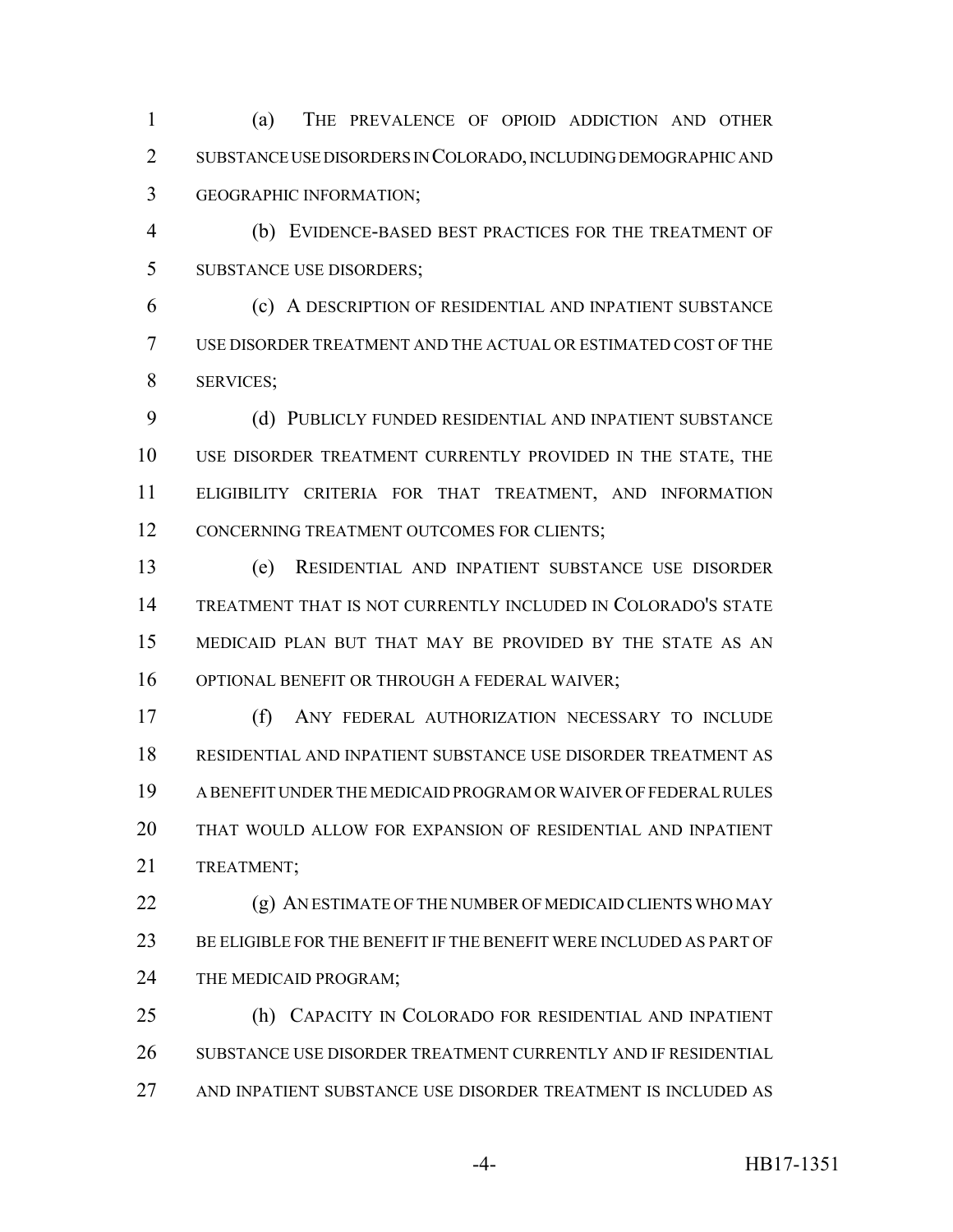(a) THE PREVALENCE OF OPIOID ADDICTION AND OTHER SUBSTANCE USE DISORDERS IN COLORADO, INCLUDING DEMOGRAPHIC AND GEOGRAPHIC INFORMATION;

(b) EVIDENCE-BASED BEST PRACTICES FOR THE TREATMENT OF SUBSTANCE USE DISORDERS;

(c) A DESCRIPTION OF RESIDENTIAL AND INPATIENT SUBSTANCE USE DISORDER TREATMENT AND THE ACTUAL OR ESTIMATED COST OF THE SERVICES;

(d) PUBLICLY FUNDED RESIDENTIAL AND INPATIENT SUBSTANCE USE DISORDER TREATMENT CURRENTLY PROVIDED IN THE STATE, THE ELIGIBILITY CRITERIA FOR THAT TREATMENT, AND INFORMATION CONCERNING TREATMENT OUTCOMES FOR CLIENTS;

(e) RESIDENTIAL AND INPATIENT SUBSTANCE USE DISORDER TREATMENT THAT IS NOT CURRENTLY INCLUDED IN COLORADO'S STATE MEDICAID PLAN BUT THAT MAY BE PROVIDED BY THE STATE AS AN OPTIONAL BENEFIT OR THROUGH A FEDERAL WAIVER;

(f) ANY FEDERAL AUTHORIZATION NECESSARY TO INCLUDE RESIDENTIAL AND INPATIENT SUBSTANCE USE DISORDER TREATMENT AS A BENEFIT UNDER THE MEDICAID PROGRAM OR WAIVER OF FEDERAL RULES THAT WOULD ALLOW FOR EXPANSION OF RESIDENTIAL AND INPATIENT TREATMENT;

(g) AN ESTIMATE OF THE NUMBER OF MEDICAID CLIENTS WHO MAY BE ELIGIBLE FOR THE BENEFIT IF THE BENEFIT WERE INCLUDED AS PART OF THE MEDICAID PROGRAM;

(h) CAPACITY IN COLORADO FOR RESIDENTIAL AND INPATIENT SUBSTANCE USE DISORDER TREATMENT CURRENTLY AND IF RESIDENTIAL AND INPATIENT SUBSTANCE USE DISORDER TREATMENT IS INCLUDED AS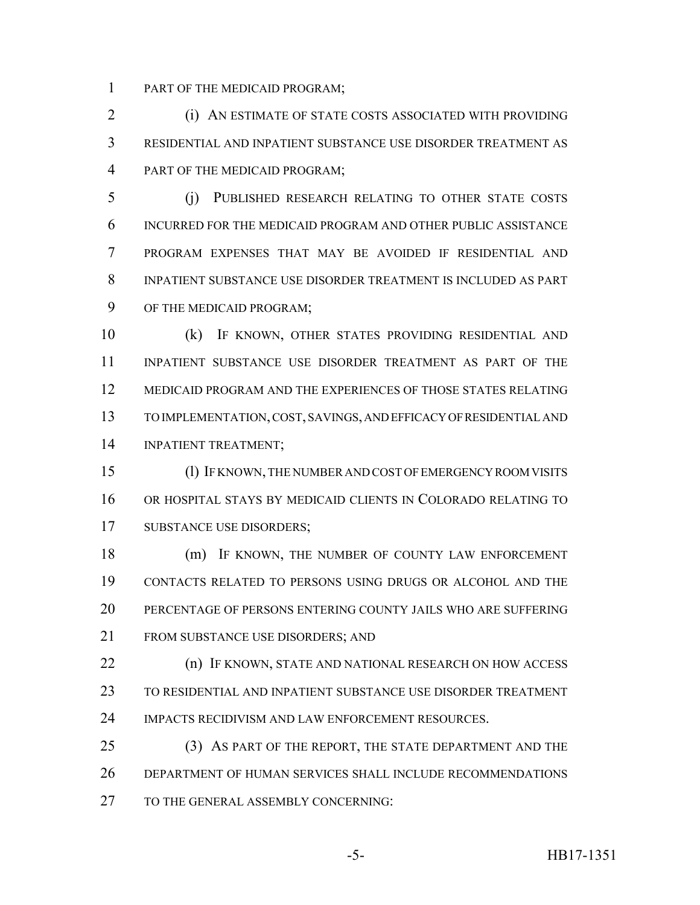PART OF THE MEDICAID PROGRAM;

(i) AN ESTIMATE OF STATE COSTS ASSOCIATED WITH PROVIDING RESIDENTIAL AND INPATIENT SUBSTANCE USE DISORDER TREATMENT AS PART OF THE MEDICAID PROGRAM;

(j) PUBLISHED RESEARCH RELATING TO OTHER STATE COSTS INCURRED FOR THE MEDICAID PROGRAM AND OTHER PUBLIC ASSISTANCE PROGRAM EXPENSES THAT MAY BE AVOIDED IF RESIDENTIAL AND INPATIENT SUBSTANCE USE DISORDER TREATMENT IS INCLUDED AS PART OF THE MEDICAID PROGRAM;

(k) IF KNOWN, OTHER STATES PROVIDING RESIDENTIAL AND INPATIENT SUBSTANCE USE DISORDER TREATMENT AS PART OF THE MEDICAID PROGRAM AND THE EXPERIENCES OF THOSE STATES RELATING TO IMPLEMENTATION, COST, SAVINGS, AND EFFICACY OF RESIDENTIAL AND INPATIENT TREATMENT;

(l) IF KNOWN, THE NUMBER AND COST OF EMERGENCY ROOM VISITS OR HOSPITAL STAYS BY MEDICAID CLIENTS IN COLORADO RELATING TO SUBSTANCE USE DISORDERS;

(m) IF KNOWN, THE NUMBER OF COUNTY LAW ENFORCEMENT CONTACTS RELATED TO PERSONS USING DRUGS OR ALCOHOL AND THE PERCENTAGE OF PERSONS ENTERING COUNTY JAILS WHO ARE SUFFERING FROM SUBSTANCE USE DISORDERS; AND

(n) IF KNOWN, STATE AND NATIONAL RESEARCH ON HOW ACCESS TO RESIDENTIAL AND INPATIENT SUBSTANCE USE DISORDER TREATMENT IMPACTS RECIDIVISM AND LAW ENFORCEMENT RESOURCES.

(3) AS PART OF THE REPORT, THE STATE DEPARTMENT AND THE DEPARTMENT OF HUMAN SERVICES SHALL INCLUDE RECOMMENDATIONS TO THE GENERAL ASSEMBLY CONCERNING: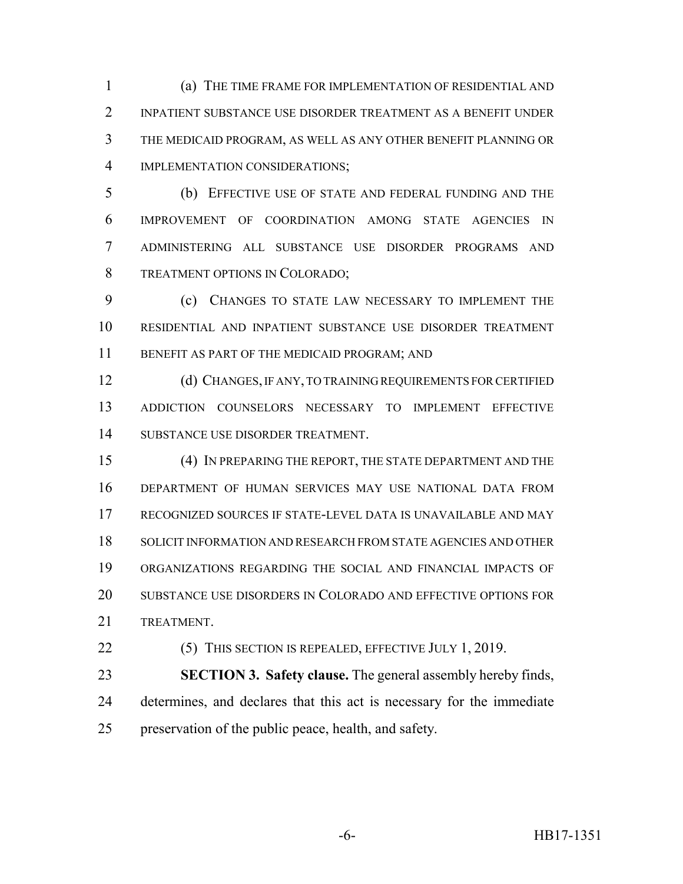(a) THE TIME FRAME FOR IMPLEMENTATION OF RESIDENTIAL AND INPATIENT SUBSTANCE USE DISORDER TREATMENT AS A BENEFIT UNDER THE MEDICAID PROGRAM, AS WELL AS ANY OTHER BENEFIT PLANNING OR IMPLEMENTATION CONSIDERATIONS;

(b) EFFECTIVE USE OF STATE AND FEDERAL FUNDING AND THE IMPROVEMENT OF COORDINATION AMONG STATE AGENCIES IN ADMINISTERING ALL SUBSTANCE USE DISORDER PROGRAMS AND TREATMENT OPTIONS IN COLORADO;

(c) CHANGES TO STATE LAW NECESSARY TO IMPLEMENT THE RESIDENTIAL AND INPATIENT SUBSTANCE USE DISORDER TREATMENT BENEFIT AS PART OF THE MEDICAID PROGRAM; AND

(d) CHANGES, IF ANY, TO TRAINING REQUIREMENTS FOR CERTIFIED ADDICTION COUNSELORS NECESSARY TO IMPLEMENT EFFECTIVE SUBSTANCE USE DISORDER TREATMENT.

(4) IN PREPARING THE REPORT, THE STATE DEPARTMENT AND THE DEPARTMENT OF HUMAN SERVICES MAY USE NATIONAL DATA FROM RECOGNIZED SOURCES IF STATE-LEVEL DATA IS UNAVAILABLE AND MAY SOLICIT INFORMATION AND RESEARCH FROM STATE AGENCIES AND OTHER ORGANIZATIONS REGARDING THE SOCIAL AND FINANCIAL IMPACTS OF SUBSTANCE USE DISORDERS IN COLORADO AND EFFECTIVE OPTIONS FOR TREATMENT.

(5) THIS SECTION IS REPEALED, EFFECTIVE JULY 1, 2019.

**SECTION 3. Safety clause.** The general assembly hereby finds, determines, and declares that this act is necessary for the immediate preservation of the public peace, health, and safety.